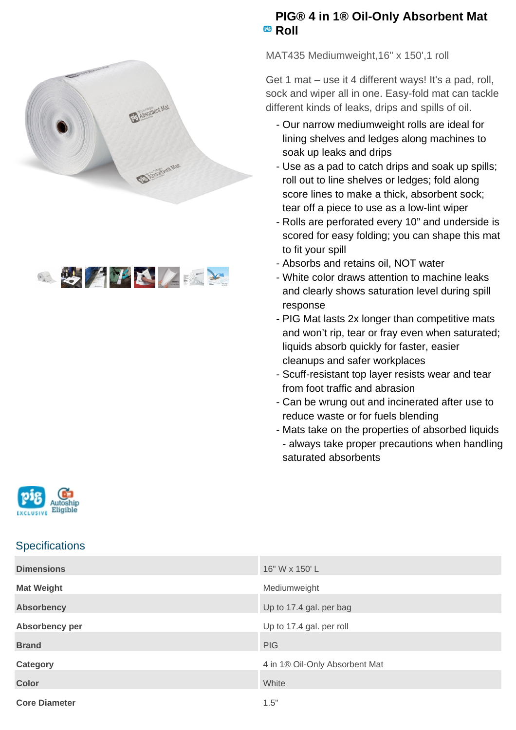# PIG® 4 in 1® Oil-Only Absorbent Mat Roll

MAT435 Mediumweight,16" x 150',1 roll

Get 1 mat – use it 4 different ways! It's a pad, roll, sock and wiper all in one. Easy-fold mat can tackle different kinds of leaks, drips and spills of oil.

- Our narrow mediumweight rolls are ideal for lining shelves and ledges along machines to soak up leaks and drips
- Use as a pad to catch drips and soak up spills; roll out to line shelves or ledges; fold along score lines to make a thick, absorbent sock; tear off a piece to use as a low-lint wiper
- Rolls are perforated every 10" and underside is scored for easy folding; you can shape this mat to fit your spill
- Absorbs and retains oil, NOT water
- White color draws attention to machine leaks and clearly shows saturation level during spill response
- PIG Mat lasts 2x longer than competitive mats and won't rip, tear or fray even when saturated; liquids absorb quickly for faster, easier cleanups and safer workplaces
- Scuff-resistant top layer resists wear and tear from foot traffic and abrasion
- Can be wrung out and incinerated after use to reduce waste or for fuels blending
- Mats take on the properties of absorbed liquids - always take proper precautions when handling saturated absorbents

## Specifications

| | |
|---|---|
| **Dimensions** | 16" W x 150' L |
| **Mat Weight** | Mediumweight |
| **Absorbency** | Up to 17.4 gal. per bag |
| **Absorbency per** | Up to 17.4 gal. per roll |
| **Brand** | PIG |
| **Category** | 4 in 1® Oil-Only Absorbent Mat |
| **Color** | White |
| **Core Diameter** | 1.5" |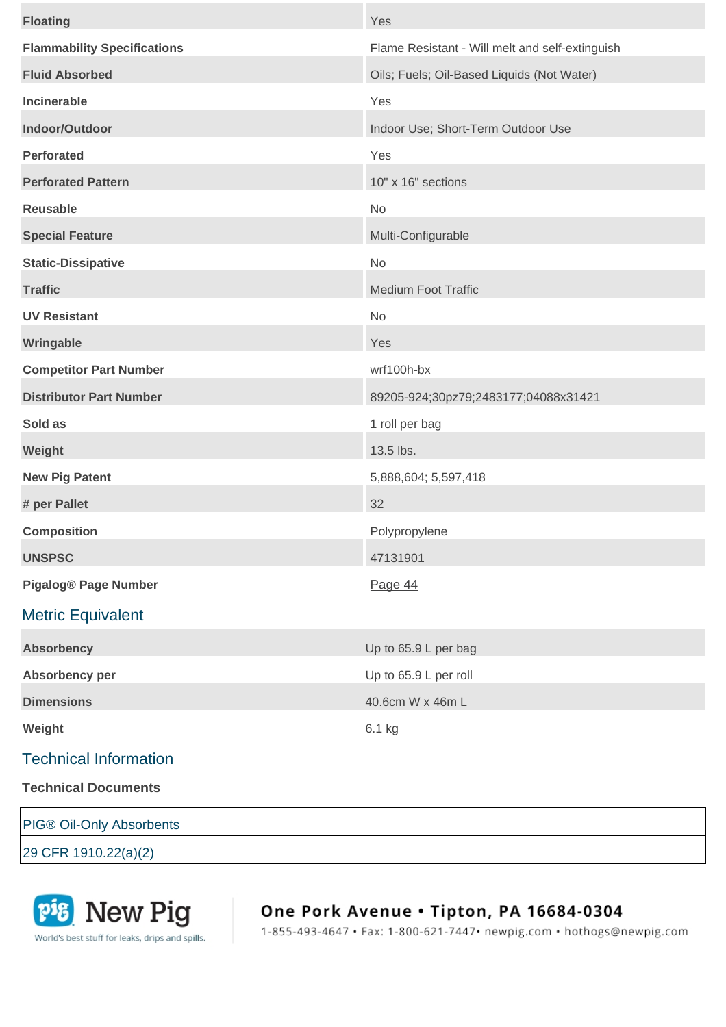| | |
|---|---|
| **Floating** | Yes |
| **Flammability Specifications** | Flame Resistant - Will melt and self-extinguish |
| **Fluid Absorbed** | Oils; Fuels; Oil-Based Liquids (Not Water) |
| **Incinerable** | Yes |
| **Indoor/Outdoor** | Indoor Use; Short-Term Outdoor Use |
| **Perforated** | Yes |
| **Perforated Pattern** | 10" x 16" sections |
| **Reusable** | No |
| **Special Feature** | Multi-Configurable |
| **Static-Dissipative** | No |
| **Traffic** | Medium Foot Traffic |
| **UV Resistant** | No |
| **Wringable** | Yes |
| **Competitor Part Number** | wrf100h-bx |
| **Distributor Part Number** | 89205-924;30pz79;2483177;04088x31421 |
| **Sold as** | 1 roll per bag |
| **Weight** | 13.5 lbs. |
| **New Pig Patent** | 5,888,604; 5,597,418 |
| **# per Pallet** | 32 |
| **Composition** | Polypropylene |
| **UNSPSC** | 47131901 |
| **Pigalog® Page Number** | Page 44 |

## Metric Equivalent

| | |
|---|---|
| **Absorbency** | Up to 65.9 L per bag |
| **Absorbency per** | Up to 65.9 L per roll |
| **Dimensions** | 40.6cm W x 46m L |
| **Weight** | 6.1 kg |

## Technical Information

**Technical Documents**

| |
|---|
| PIG® Oil-Only Absorbents |
| 29 CFR 1910.22(a)(2) |

New Pig
World's best stuff for leaks, drips and spills.

One Pork Avenue • Tipton, PA 16684-0304
1-855-493-4647 • Fax: 1-800-621-7447• newpig.com • hothogs@newpig.com